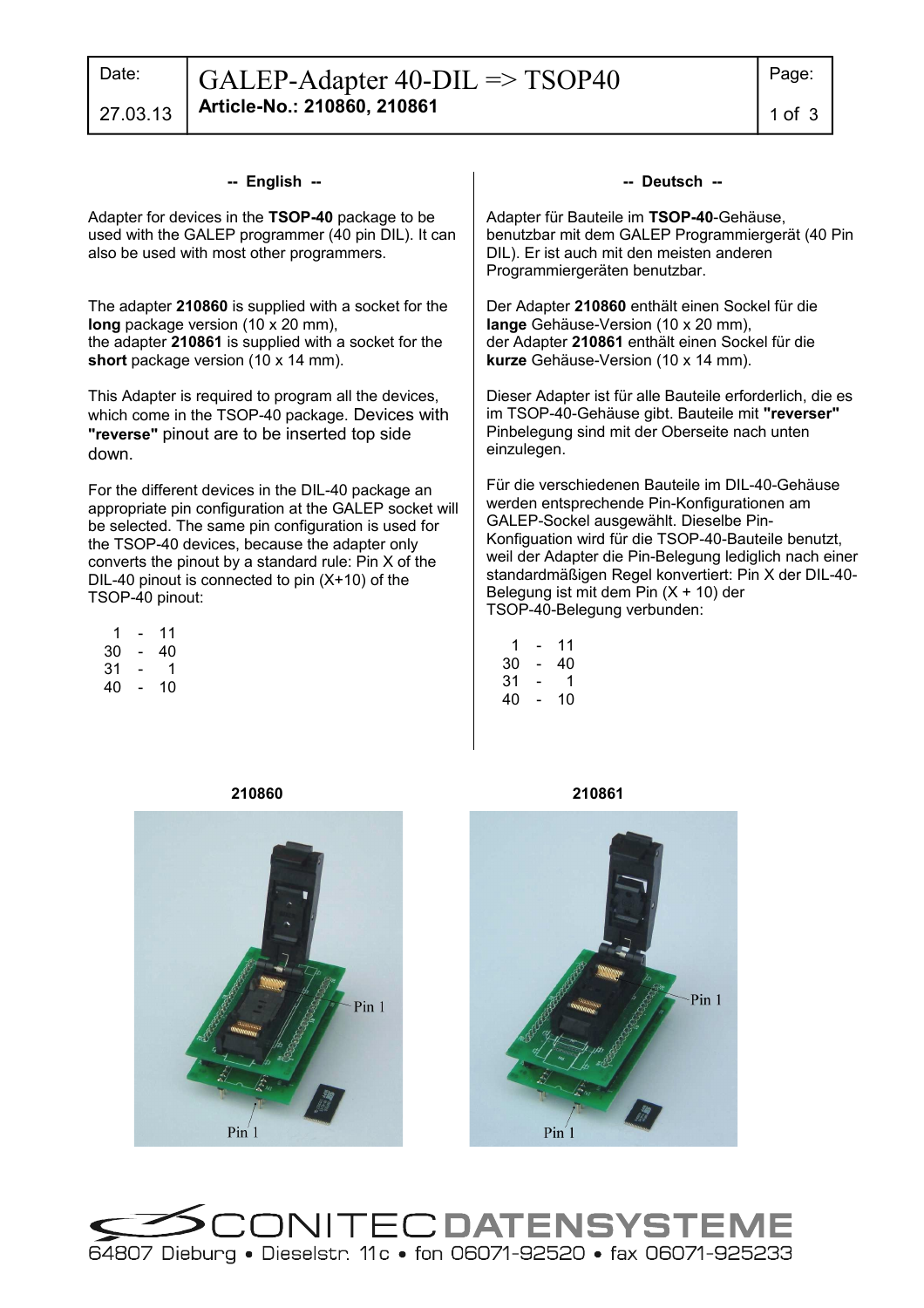| Date: 27.03.13 | GALEP-Adapter 40-DIL => TSOP40 **Article-No.: 210860, 210861** |
|---|---|

## -- English --

Adapter for devices in the **TSOP-40** package to be used with the GALEP programmer (40 pin DIL). It can also be used with most other programmers.

The adapter **210860** is supplied with a socket for the **long** package version (10 x 20 mm),
the adapter **210861** is supplied with a socket for the **short** package version (10 x 14 mm).

This Adapter is required to program all the devices, which come in the TSOP-40 package. Devices with **"reverse"** pinout are to be inserted top side down.

For the different devices in the DIL-40 package an appropriate pin configuration at the GALEP socket will be selected. The same pin configuration is used for the TSOP-40 devices, because the adapter only converts the pinout by a standard rule: Pin X of the DIL-40 pinout is connected to pin (X+10) of the TSOP-40 pinout:

```
 1  -  11
30  -  40
31  -   1
40  -  10
```

## -- Deutsch --

Adapter für Bauteile im **TSOP-40**-Gehäuse, benutzbar mit dem GALEP Programmiergerät (40 Pin DIL). Er ist auch mit den meisten anderen Programmiergeräten benutzbar.

Der Adapter **210860** enthält einen Sockel für die **lange** Gehäuse-Version (10 x 20 mm),
der Adapter **210861** enthält einen Sockel für die **kurze** Gehäuse-Version (10 x 14 mm).

Dieser Adapter ist für alle Bauteile erforderlich, die es im TSOP-40-Gehäuse gibt. Bauteile mit **"reverser"** Pinbelegung sind mit der Oberseite nach unten einzulegen.

Für die verschiedenen Bauteile im DIL-40-Gehäuse werden entsprechende Pin-Konfigurationen am GALEP-Sockel ausgewählt. Dieselbe Pin-Konfiguation wird für die TSOP-40-Bauteile benutzt, weil der Adapter die Pin-Belegung lediglich nach einer standardmäßigen Regel konvertiert: Pin X der DIL-40-Belegung ist mit dem Pin (X + 10) der TSOP-40-Belegung verbunden:

```
 1  -  11
30  -  40
31  -   1
40  -  10
```

**210860**

Pin 1

Pin 1

**210861**

Pin 1

Pin 1

CONITEC DATENSYSTEME
64807 Dieburg • Dieselstr. 11c • fon 06071-92520 • fax 06071-925233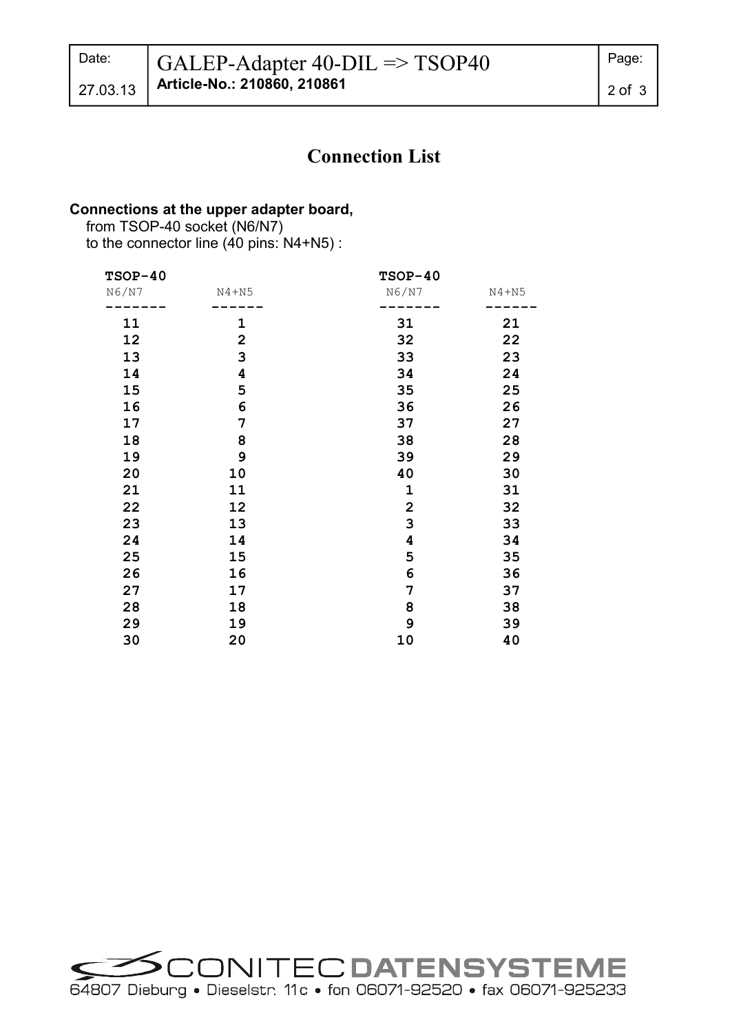# Connection List

**Connections at the upper adapter board,**
from TSOP-40 socket (N6/N7)
to the connector line (40 pins: N4+N5) :

| TSOP-40 N6/N7 | N4+N5 | TSOP-40 N6/N7 | N4+N5 |
|---|---|---|---|
| 11 | 1 | 31 | 21 |
| 12 | 2 | 32 | 22 |
| 13 | 3 | 33 | 23 |
| 14 | 4 | 34 | 24 |
| 15 | 5 | 35 | 25 |
| 16 | 6 | 36 | 26 |
| 17 | 7 | 37 | 27 |
| 18 | 8 | 38 | 28 |
| 19 | 9 | 39 | 29 |
| 20 | 10 | 40 | 30 |
| 21 | 11 | 1 | 31 |
| 22 | 12 | 2 | 32 |
| 23 | 13 | 3 | 33 |
| 24 | 14 | 4 | 34 |
| 25 | 15 | 5 | 35 |
| 26 | 16 | 6 | 36 |
| 27 | 17 | 7 | 37 |
| 28 | 18 | 8 | 38 |
| 29 | 19 | 9 | 39 |
| 30 | 20 | 10 | 40 |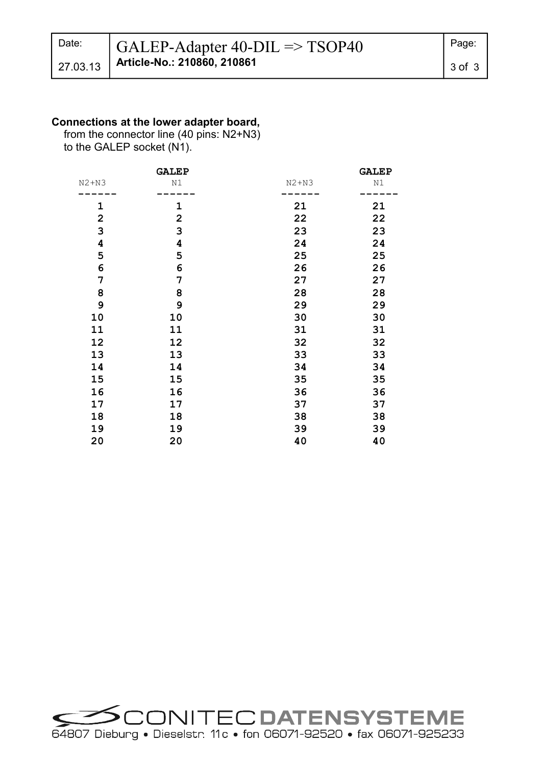**Connections at the lower adapter board,**
from the connector line (40 pins: N2+N3)
to the GALEP socket (N1).

| N2+N3 | GALEP N1 | N2+N3 | GALEP N1 |
|---|---|---|---|
| 1 | 1 | 21 | 21 |
| 2 | 2 | 22 | 22 |
| 3 | 3 | 23 | 23 |
| 4 | 4 | 24 | 24 |
| 5 | 5 | 25 | 25 |
| 6 | 6 | 26 | 26 |
| 7 | 7 | 27 | 27 |
| 8 | 8 | 28 | 28 |
| 9 | 9 | 29 | 29 |
| 10 | 10 | 30 | 30 |
| 11 | 11 | 31 | 31 |
| 12 | 12 | 32 | 32 |
| 13 | 13 | 33 | 33 |
| 14 | 14 | 34 | 34 |
| 15 | 15 | 35 | 35 |
| 16 | 16 | 36 | 36 |
| 17 | 17 | 37 | 37 |
| 18 | 18 | 38 | 38 |
| 19 | 19 | 39 | 39 |
| 20 | 20 | 40 | 40 |